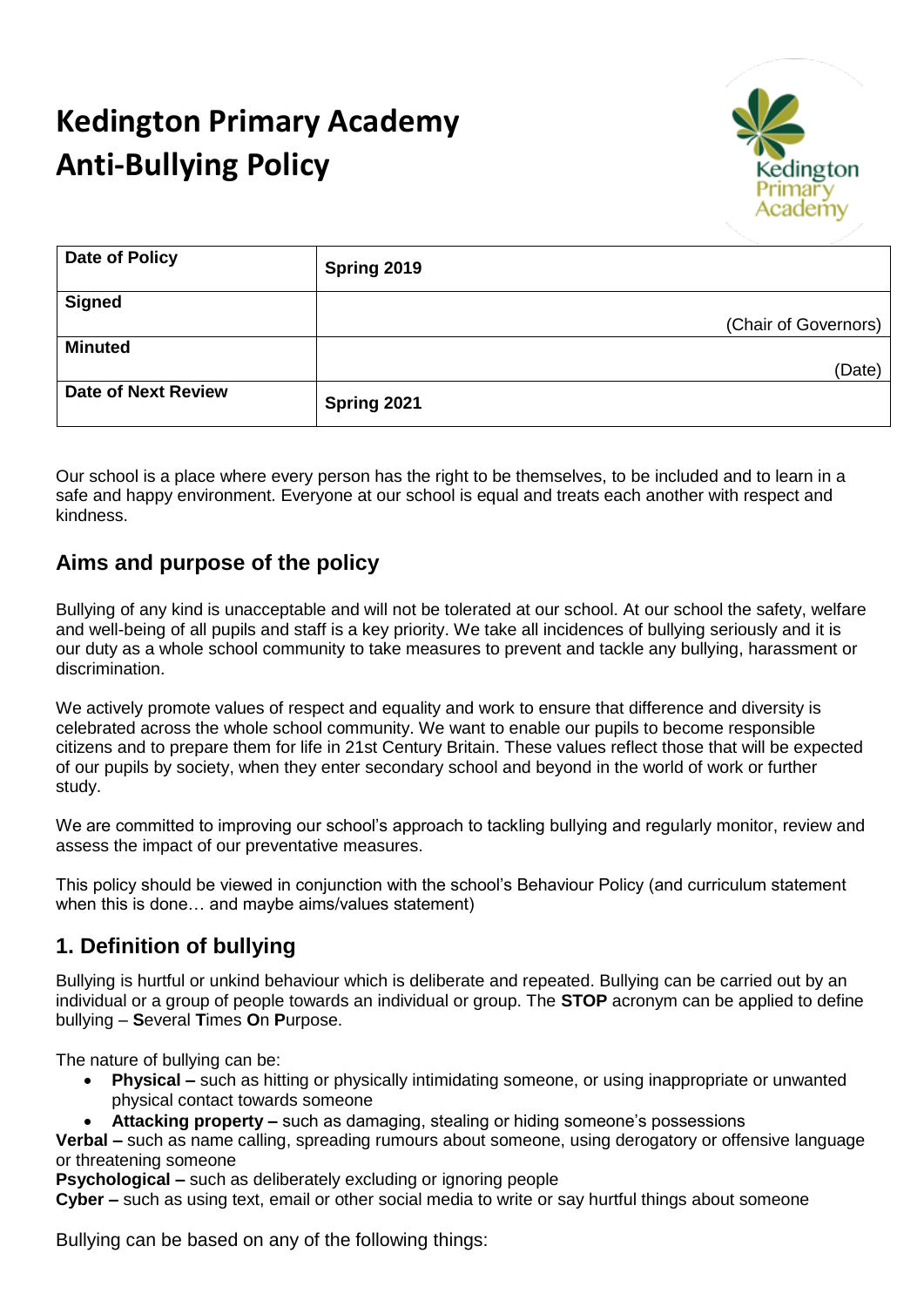# Kedington Primary Academy
# Anti-Bullying Policy

| Date of Policy | Spring 2019 |
| --- | --- |
| Signed | (Chair of Governors) |
| Minuted | (Date) |
| Date of Next Review | Spring 2021 |

Our school is a place where every person has the right to be themselves, to be included and to learn in a safe and happy environment. Everyone at our school is equal and treats each another with respect and kindness.

## Aims and purpose of the policy

Bullying of any kind is unacceptable and will not be tolerated at our school. At our school the safety, welfare and well-being of all pupils and staff is a key priority. We take all incidences of bullying seriously and it is our duty as a whole school community to take measures to prevent and tackle any bullying, harassment or discrimination.

We actively promote values of respect and equality and work to ensure that difference and diversity is celebrated across the whole school community. We want to enable our pupils to become responsible citizens and to prepare them for life in 21st Century Britain. These values reflect those that will be expected of our pupils by society, when they enter secondary school and beyond in the world of work or further study.

We are committed to improving our school's approach to tackling bullying and regularly monitor, review and assess the impact of our preventative measures.

This policy should be viewed in conjunction with the school's Behaviour Policy (and curriculum statement when this is done… and maybe aims/values statement)

## 1. Definition of bullying

Bullying is hurtful or unkind behaviour which is deliberate and repeated. Bullying can be carried out by an individual or a group of people towards an individual or group. The **STOP** acronym can be applied to define bullying – **S**everal **T**imes **O**n **P**urpose.

The nature of bullying can be:

- **Physical –** such as hitting or physically intimidating someone, or using inappropriate or unwanted physical contact towards someone
- **Attacking property –** such as damaging, stealing or hiding someone's possessions

**Verbal –** such as name calling, spreading rumours about someone, using derogatory or offensive language or threatening someone
**Psychological –** such as deliberately excluding or ignoring people
**Cyber –** such as using text, email or other social media to write or say hurtful things about someone

Bullying can be based on any of the following things: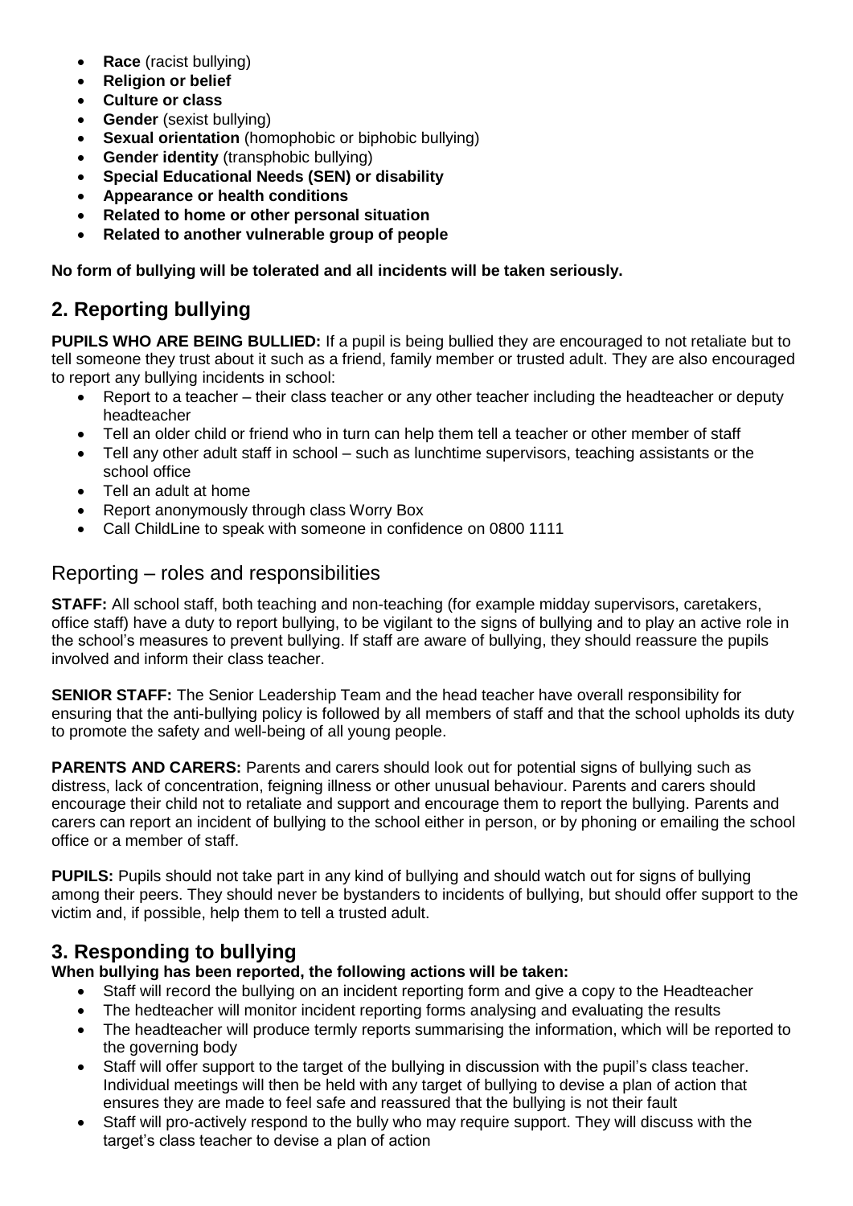- **Race** (racist bullying)
- **Religion or belief**
- **Culture or class**
- **Gender** (sexist bullying)
- **Sexual orientation** (homophobic or biphobic bullying)
- **Gender identity** (transphobic bullying)
- **Special Educational Needs (SEN) or disability**
- **Appearance or health conditions**
- **Related to home or other personal situation**
- **Related to another vulnerable group of people**

**No form of bullying will be tolerated and all incidents will be taken seriously.**

## 2. Reporting bullying

**PUPILS WHO ARE BEING BULLIED:** If a pupil is being bullied they are encouraged to not retaliate but to tell someone they trust about it such as a friend, family member or trusted adult. They are also encouraged to report any bullying incidents in school:

- Report to a teacher – their class teacher or any other teacher including the headteacher or deputy headteacher
- Tell an older child or friend who in turn can help them tell a teacher or other member of staff
- Tell any other adult staff in school – such as lunchtime supervisors, teaching assistants or the school office
- Tell an adult at home
- Report anonymously through class Worry Box
- Call ChildLine to speak with someone in confidence on 0800 1111

### Reporting – roles and responsibilities

**STAFF:** All school staff, both teaching and non-teaching (for example midday supervisors, caretakers, office staff) have a duty to report bullying, to be vigilant to the signs of bullying and to play an active role in the school's measures to prevent bullying. If staff are aware of bullying, they should reassure the pupils involved and inform their class teacher.

**SENIOR STAFF:** The Senior Leadership Team and the head teacher have overall responsibility for ensuring that the anti-bullying policy is followed by all members of staff and that the school upholds its duty to promote the safety and well-being of all young people.

**PARENTS AND CARERS:** Parents and carers should look out for potential signs of bullying such as distress, lack of concentration, feigning illness or other unusual behaviour. Parents and carers should encourage their child not to retaliate and support and encourage them to report the bullying. Parents and carers can report an incident of bullying to the school either in person, or by phoning or emailing the school office or a member of staff.

**PUPILS:** Pupils should not take part in any kind of bullying and should watch out for signs of bullying among their peers. They should never be bystanders to incidents of bullying, but should offer support to the victim and, if possible, help them to tell a trusted adult.

## 3. Responding to bullying

**When bullying has been reported, the following actions will be taken:**

- Staff will record the bullying on an incident reporting form and give a copy to the Headteacher
- The hedteacher will monitor incident reporting forms analysing and evaluating the results
- The headteacher will produce termly reports summarising the information, which will be reported to the governing body
- Staff will offer support to the target of the bullying in discussion with the pupil's class teacher. Individual meetings will then be held with any target of bullying to devise a plan of action that ensures they are made to feel safe and reassured that the bullying is not their fault
- Staff will pro-actively respond to the bully who may require support. They will discuss with the target's class teacher to devise a plan of action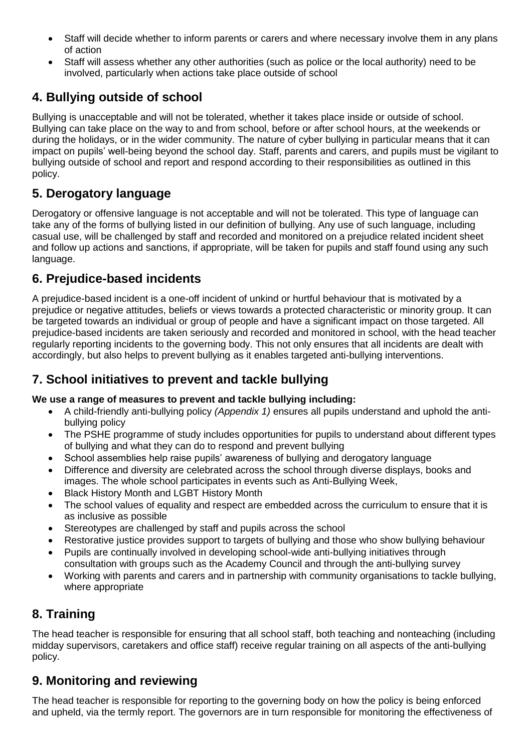- Staff will decide whether to inform parents or carers and where necessary involve them in any plans of action
- Staff will assess whether any other authorities (such as police or the local authority) need to be involved, particularly when actions take place outside of school

## 4. Bullying outside of school

Bullying is unacceptable and will not be tolerated, whether it takes place inside or outside of school. Bullying can take place on the way to and from school, before or after school hours, at the weekends or during the holidays, or in the wider community. The nature of cyber bullying in particular means that it can impact on pupils' well-being beyond the school day. Staff, parents and carers, and pupils must be vigilant to bullying outside of school and report and respond according to their responsibilities as outlined in this policy.

## 5. Derogatory language

Derogatory or offensive language is not acceptable and will not be tolerated. This type of language can take any of the forms of bullying listed in our definition of bullying. Any use of such language, including casual use, will be challenged by staff and recorded and monitored on a prejudice related incident sheet and follow up actions and sanctions, if appropriate, will be taken for pupils and staff found using any such language.

## 6. Prejudice-based incidents

A prejudice-based incident is a one-off incident of unkind or hurtful behaviour that is motivated by a prejudice or negative attitudes, beliefs or views towards a protected characteristic or minority group. It can be targeted towards an individual or group of people and have a significant impact on those targeted. All prejudice-based incidents are taken seriously and recorded and monitored in school, with the head teacher regularly reporting incidents to the governing body. This not only ensures that all incidents are dealt with accordingly, but also helps to prevent bullying as it enables targeted anti-bullying interventions.

## 7. School initiatives to prevent and tackle bullying

**We use a range of measures to prevent and tackle bullying including:**

- A child-friendly anti-bullying policy *(Appendix 1)* ensures all pupils understand and uphold the anti-bullying policy
- The PSHE programme of study includes opportunities for pupils to understand about different types of bullying and what they can do to respond and prevent bullying
- School assemblies help raise pupils' awareness of bullying and derogatory language
- Difference and diversity are celebrated across the school through diverse displays, books and images. The whole school participates in events such as Anti-Bullying Week,
- Black History Month and LGBT History Month
- The school values of equality and respect are embedded across the curriculum to ensure that it is as inclusive as possible
- Stereotypes are challenged by staff and pupils across the school
- Restorative justice provides support to targets of bullying and those who show bullying behaviour
- Pupils are continually involved in developing school-wide anti-bullying initiatives through consultation with groups such as the Academy Council and through the anti-bullying survey
- Working with parents and carers and in partnership with community organisations to tackle bullying, where appropriate

## 8. Training

The head teacher is responsible for ensuring that all school staff, both teaching and nonteaching (including midday supervisors, caretakers and office staff) receive regular training on all aspects of the anti-bullying policy.

## 9. Monitoring and reviewing

The head teacher is responsible for reporting to the governing body on how the policy is being enforced and upheld, via the termly report. The governors are in turn responsible for monitoring the effectiveness of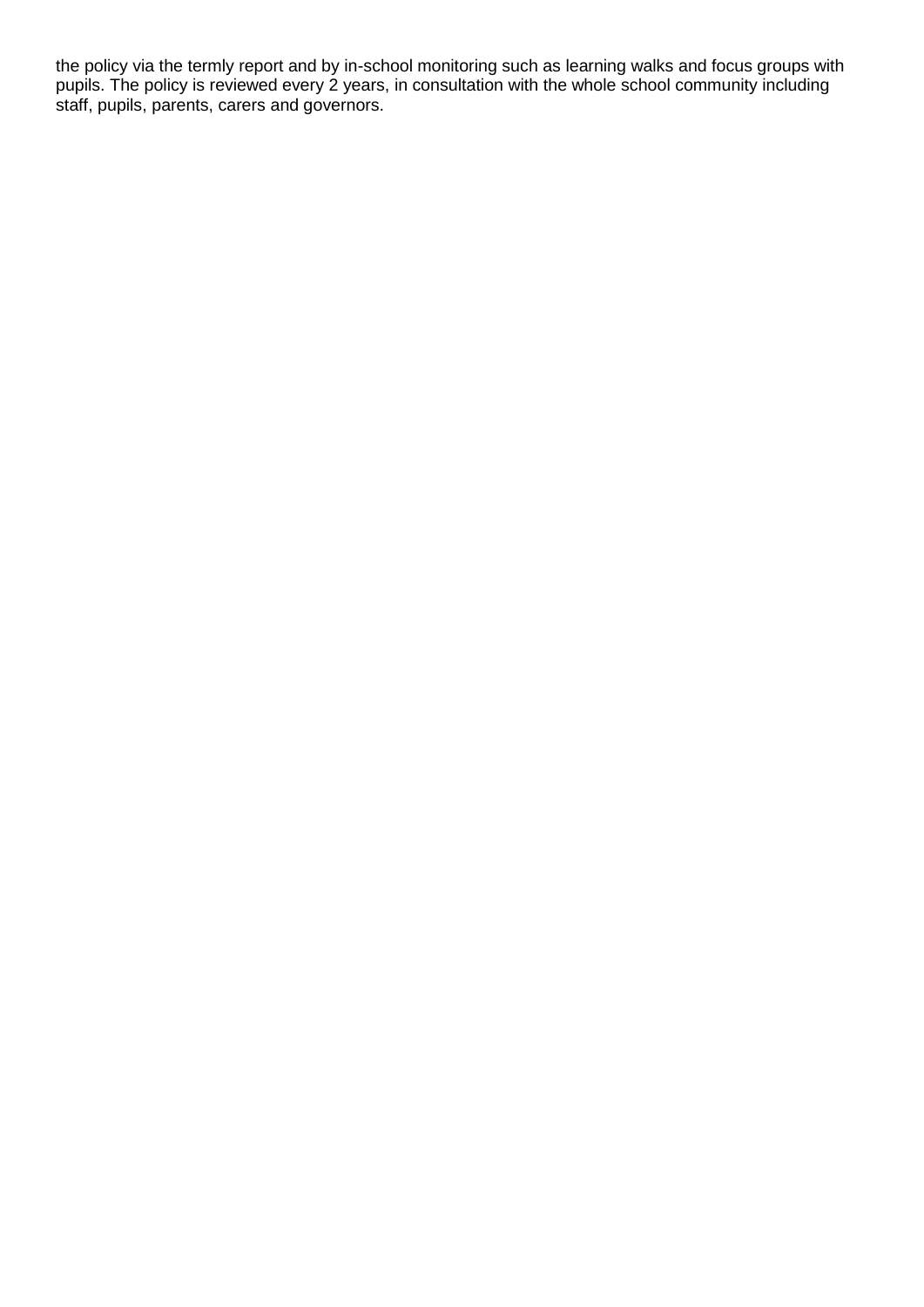the policy via the termly report and by in-school monitoring such as learning walks and focus groups with pupils. The policy is reviewed every 2 years, in consultation with the whole school community including staff, pupils, parents, carers and governors.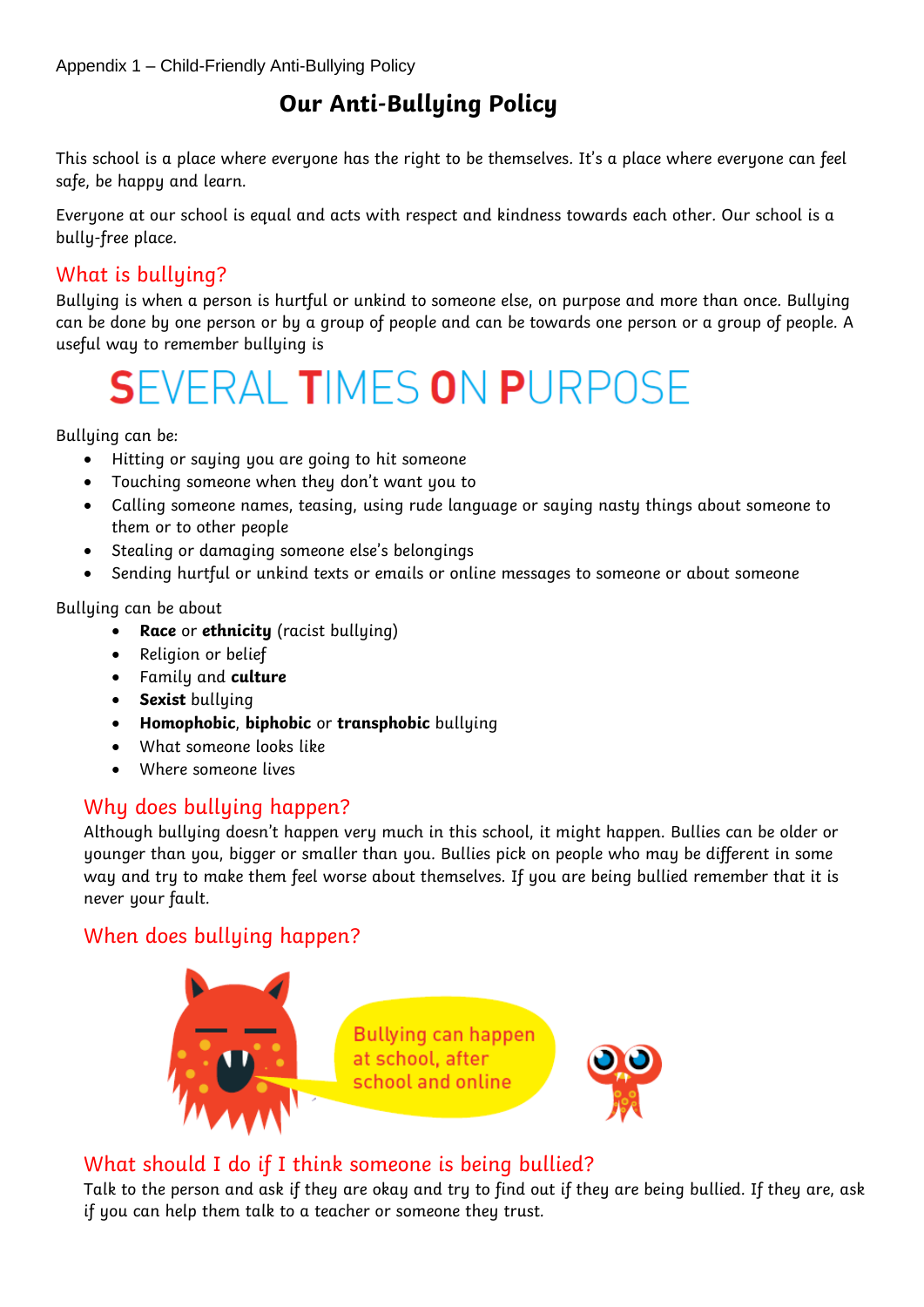Appendix 1 – Child-Friendly Anti-Bullying Policy

# Our Anti-Bullying Policy

This school is a place where everyone has the right to be themselves. It's a place where everyone can feel safe, be happy and learn.

Everyone at our school is equal and acts with respect and kindness towards each other. Our school is a bully-free place.

## What is bullying?

Bullying is when a person is hurtful or unkind to someone else, on purpose and more than once. Bullying can be done by one person or by a group of people and can be towards one person or a group of people. A useful way to remember bullying is

**SEVERAL TIMES ON PURPOSE**

Bullying can be:

- Hitting or saying you are going to hit someone
- Touching someone when they don't want you to
- Calling someone names, teasing, using rude language or saying nasty things about someone to them or to other people
- Stealing or damaging someone else's belongings
- Sending hurtful or unkind texts or emails or online messages to someone or about someone

Bullying can be about

- **Race** or **ethnicity** (racist bullying)
- Religion or belief
- Family and **culture**
- **Sexist** bullying
- **Homophobic**, **biphobic** or **transphobic** bullying
- What someone looks like
- Where someone lives

## Why does bullying happen?

Although bullying doesn't happen very much in this school, it might happen. Bullies can be older or younger than you, bigger or smaller than you. Bullies pick on people who may be different in some way and try to make them feel worse about themselves. If you are being bullied remember that it is never your fault.

## When does bullying happen?

Bullying can happen at school, after school and online

## What should I do if I think someone is being bullied?

Talk to the person and ask if they are okay and try to find out if they are being bullied. If they are, ask if you can help them talk to a teacher or someone they trust.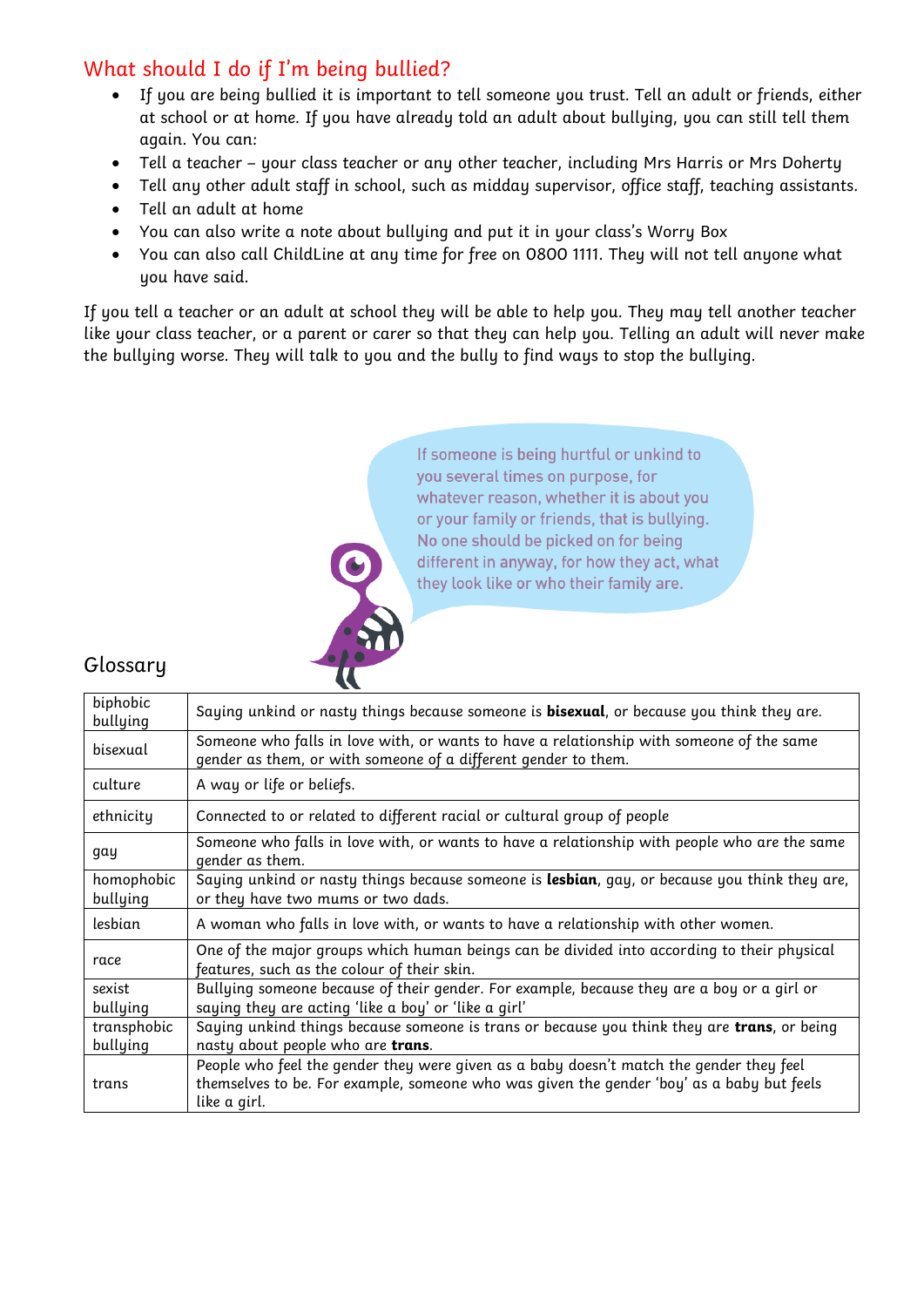## What should I do if I'm being bullied?

- If you are being bullied it is important to tell someone you trust. Tell an adult or friends, either at school or at home. If you have already told an adult about bullying, you can still tell them again. You can:
- Tell a teacher – your class teacher or any other teacher, including Mrs Harris or Mrs Doherty
- Tell any other adult staff in school, such as midday supervisor, office staff, teaching assistants.
- Tell an adult at home
- You can also write a note about bullying and put it in your class's Worry Box
- You can also call ChildLine at any time for free on 0800 1111. They will not tell anyone what you have said.

If you tell a teacher or an adult at school they will be able to help you. They may tell another teacher like your class teacher, or a parent or carer so that they can help you. Telling an adult will never make the bullying worse. They will talk to you and the bully to find ways to stop the bullying.

If someone is being hurtful or unkind to you several times on purpose, for whatever reason, whether it is about you or your family or friends, that is bullying. No one should be picked on for being different in anyway, for how they act, what they look like or who their family are.

## Glossary

| | |
|---|---|
| biphobic bullying | Saying unkind or nasty things because someone is **bisexual**, or because you think they are. |
| bisexual | Someone who falls in love with, or wants to have a relationship with someone of the same gender as them, or with someone of a different gender to them. |
| culture | A way or life or beliefs. |
| ethnicity | Connected to or related to different racial or cultural group of people |
| gay | Someone who falls in love with, or wants to have a relationship with people who are the same gender as them. |
| homophobic bullying | Saying unkind or nasty things because someone is **lesbian**, gay, or because you think they are, or they have two mums or two dads. |
| lesbian | A woman who falls in love with, or wants to have a relationship with other women. |
| race | One of the major groups which human beings can be divided into according to their physical features, such as the colour of their skin. |
| sexist bullying | Bullying someone because of their gender. For example, because they are a boy or a girl or saying they are acting 'like a boy' or 'like a girl' |
| transphobic bullying | Saying unkind things because someone is trans or because you think they are **trans**, or being nasty about people who are **trans**. |
| trans | People who feel the gender they were given as a baby doesn't match the gender they feel themselves to be. For example, someone who was given the gender 'boy' as a baby but feels like a girl. |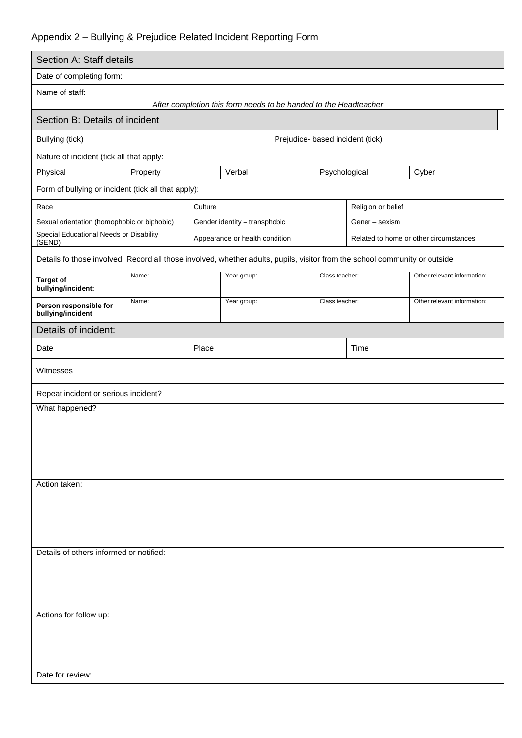## Appendix 2 – Bullying & Prejudice Related Incident Reporting Form

| Section A: Staff details |
| --- |
| Date of completing form: |
| Name of staff: |
| *After completion this form needs to be handed to the Headteacher* |

| Section B: Details of incident | | | | |
| --- | --- | --- | --- | --- |
| Bullying (tick) | | Prejudice- based incident (tick) | | |
| Nature of incident (tick all that apply: | | | | |
| Physical | Property | Verbal | Psychological | Cyber |

| Form of bullying or incident (tick all that apply): | | |
| --- | --- | --- |
| Race | Culture | Religion or belief |
| Sexual orientation (homophobic or biphobic) | Gender identity – transphobic | Gener – sexism |
| Special Educational Needs or Disability (SEND) | Appearance or health condition | Related to home or other circumstances |

Details fo those involved: Record all those involved, whether adults, pupils, visitor from the school community or outside

| | | | | |
| --- | --- | --- | --- | --- |
| **Target of bullying/incident:** | Name: | Year group: | Class teacher: | Other relevant information: |
| **Person responsible for bullying/incident** | Name: | Year group: | Class teacher: | Other relevant information: |

| Details of incident: | | |
| --- | --- | --- |
| Date | Place | Time |
| Witnesses | | |
| Repeat incident or serious incident? | | |
| What happened? | | |
| Action taken: | | |
| Details of others informed or notified: | | |
| Actions for follow up: | | |
| Date for review: | | |